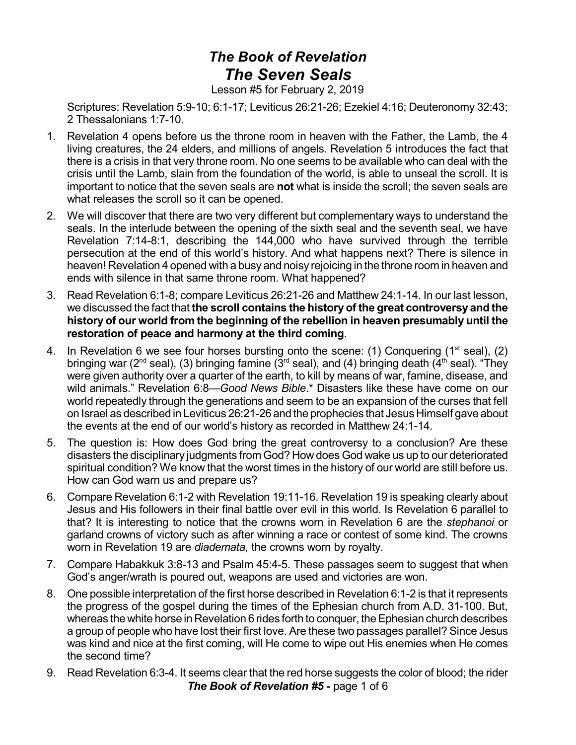# *The Book of Revelation*
# *The Seven Seals*

Lesson #5 for February 2, 2019

Scriptures: Revelation 5:9-10; 6:1-17; Leviticus 26:21-26; Ezekiel 4:16; Deuteronomy 32:43; 2 Thessalonians 1:7-10.

1. Revelation 4 opens before us the throne room in heaven with the Father, the Lamb, the 4 living creatures, the 24 elders, and millions of angels. Revelation 5 introduces the fact that there is a crisis in that very throne room. No one seems to be available who can deal with the crisis until the Lamb, slain from the foundation of the world, is able to unseal the scroll. It is important to notice that the seven seals are **not** what is inside the scroll; the seven seals are what releases the scroll so it can be opened.
2. We will discover that there are two very different but complementary ways to understand the seals. In the interlude between the opening of the sixth seal and the seventh seal, we have Revelation 7:14-8:1, describing the 144,000 who have survived through the terrible persecution at the end of this world's history. And what happens next? There is silence in heaven! Revelation 4 opened with a busy and noisy rejoicing in the throne room in heaven and ends with silence in that same throne room. What happened?
3. Read Revelation 6:1-8; compare Leviticus 26:21-26 and Matthew 24:1-14. In our last lesson, we discussed the fact that **the scroll contains the history of the great controversy and the history of our world from the beginning of the rebellion in heaven presumably until the restoration of peace and harmony at the third coming**.
4. In Revelation 6 we see four horses bursting onto the scene: (1) Conquering (1st seal), (2) bringing war (2nd seal), (3) bringing famine (3rd seal), and (4) bringing death (4th seal). "They were given authority over a quarter of the earth, to kill by means of war, famine, disease, and wild animals." Revelation 6:8—*Good News Bible*.* Disasters like these have come on our world repeatedly through the generations and seem to be an expansion of the curses that fell on Israel as described in Leviticus 26:21-26 and the prophecies that Jesus Himself gave about the events at the end of our world's history as recorded in Matthew 24:1-14.
5. The question is: How does God bring the great controversy to a conclusion? Are these disasters the disciplinary judgments from God? How does God wake us up to our deteriorated spiritual condition? We know that the worst times in the history of our world are still before us. How can God warn us and prepare us?
6. Compare Revelation 6:1-2 with Revelation 19:11-16. Revelation 19 is speaking clearly about Jesus and His followers in their final battle over evil in this world. Is Revelation 6 parallel to that? It is interesting to notice that the crowns worn in Revelation 6 are the *stephanoi* or garland crowns of victory such as after winning a race or contest of some kind. The crowns worn in Revelation 19 are *diademata,* the crowns worn by royalty.
7. Compare Habakkuk 3:8-13 and Psalm 45:4-5. These passages seem to suggest that when God's anger/wrath is poured out, weapons are used and victories are won.
8. One possible interpretation of the first horse described in Revelation 6:1-2 is that it represents the progress of the gospel during the times of the Ephesian church from A.D. 31-100. But, whereas the white horse in Revelation 6 rides forth to conquer, the Ephesian church describes a group of people who have lost their first love. Are these two passages parallel? Since Jesus was kind and nice at the first coming, will He come to wipe out His enemies when He comes the second time?
9. Read Revelation 6:3-4. It seems clear that the red horse suggests the color of blood; the rider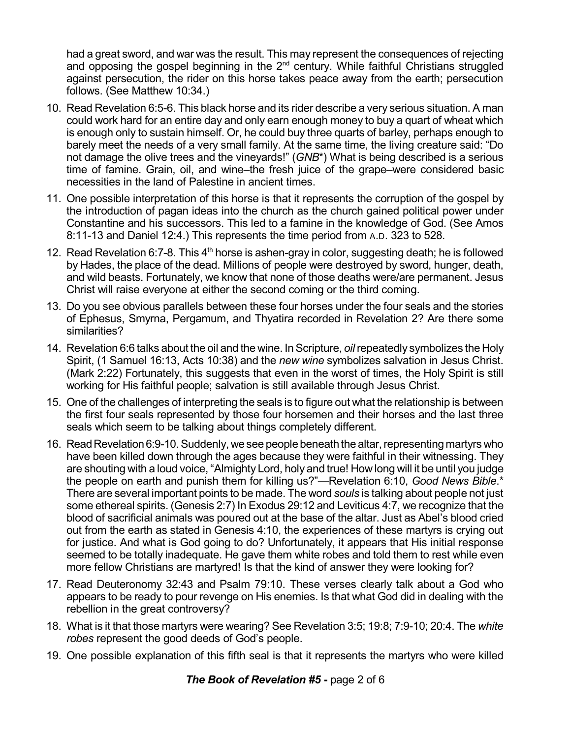had a great sword, and war was the result. This may represent the consequences of rejecting and opposing the gospel beginning in the 2nd century. While faithful Christians struggled against persecution, the rider on this horse takes peace away from the earth; persecution follows. (See Matthew 10:34.)

10. Read Revelation 6:5-6. This black horse and its rider describe a very serious situation. A man could work hard for an entire day and only earn enough money to buy a quart of wheat which is enough only to sustain himself. Or, he could buy three quarts of barley, perhaps enough to barely meet the needs of a very small family. At the same time, the living creature said: "Do not damage the olive trees and the vineyards!" (*GNB*\*) What is being described is a serious time of famine. Grain, oil, and wine–the fresh juice of the grape–were considered basic necessities in the land of Palestine in ancient times.
11. One possible interpretation of this horse is that it represents the corruption of the gospel by the introduction of pagan ideas into the church as the church gained political power under Constantine and his successors. This led to a famine in the knowledge of God. (See Amos 8:11-13 and Daniel 12:4.) This represents the time period from A.D. 323 to 528.
12. Read Revelation 6:7-8. This 4th horse is ashen-gray in color, suggesting death; he is followed by Hades, the place of the dead. Millions of people were destroyed by sword, hunger, death, and wild beasts. Fortunately, we know that none of those deaths were/are permanent. Jesus Christ will raise everyone at either the second coming or the third coming.
13. Do you see obvious parallels between these four horses under the four seals and the stories of Ephesus, Smyrna, Pergamum, and Thyatira recorded in Revelation 2? Are there some similarities?
14. Revelation 6:6 talks about the oil and the wine. In Scripture, *oil* repeatedly symbolizes the Holy Spirit, (1 Samuel 16:13, Acts 10:38) and the *new wine* symbolizes salvation in Jesus Christ. (Mark 2:22) Fortunately, this suggests that even in the worst of times, the Holy Spirit is still working for His faithful people; salvation is still available through Jesus Christ.
15. One of the challenges of interpreting the seals is to figure out what the relationship is between the first four seals represented by those four horsemen and their horses and the last three seals which seem to be talking about things completely different.
16. Read Revelation 6:9-10. Suddenly, we see people beneath the altar, representing martyrs who have been killed down through the ages because they were faithful in their witnessing. They are shouting with a loud voice, "Almighty Lord, holy and true! How long will it be until you judge the people on earth and punish them for killing us?"—Revelation 6:10, *Good News Bible*.\* There are several important points to be made. The word *souls* is talking about people not just some ethereal spirits. (Genesis 2:7) In Exodus 29:12 and Leviticus 4:7, we recognize that the blood of sacrificial animals was poured out at the base of the altar. Just as Abel's blood cried out from the earth as stated in Genesis 4:10, the experiences of these martyrs is crying out for justice. And what is God going to do? Unfortunately, it appears that His initial response seemed to be totally inadequate. He gave them white robes and told them to rest while even more fellow Christians are martyred! Is that the kind of answer they were looking for?
17. Read Deuteronomy 32:43 and Psalm 79:10. These verses clearly talk about a God who appears to be ready to pour revenge on His enemies. Is that what God did in dealing with the rebellion in the great controversy?
18. What is it that those martyrs were wearing? See Revelation 3:5; 19:8; 7:9-10; 20:4. The *white robes* represent the good deeds of God's people.
19. One possible explanation of this fifth seal is that it represents the martyrs who were killed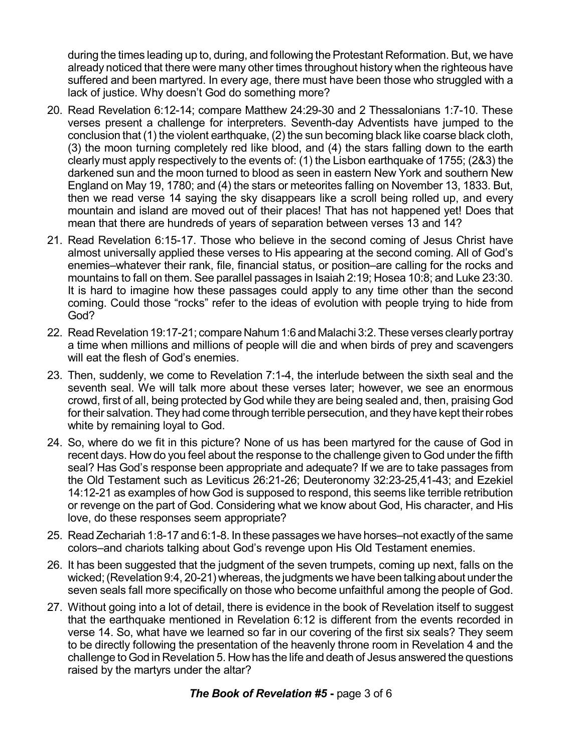during the times leading up to, during, and following the Protestant Reformation. But, we have already noticed that there were many other times throughout history when the righteous have suffered and been martyred. In every age, there must have been those who struggled with a lack of justice. Why doesn't God do something more?

20. Read Revelation 6:12-14; compare Matthew 24:29-30 and 2 Thessalonians 1:7-10. These verses present a challenge for interpreters. Seventh-day Adventists have jumped to the conclusion that (1) the violent earthquake, (2) the sun becoming black like coarse black cloth, (3) the moon turning completely red like blood, and (4) the stars falling down to the earth clearly must apply respectively to the events of: (1) the Lisbon earthquake of 1755; (2&3) the darkened sun and the moon turned to blood as seen in eastern New York and southern New England on May 19, 1780; and (4) the stars or meteorites falling on November 13, 1833. But, then we read verse 14 saying the sky disappears like a scroll being rolled up, and every mountain and island are moved out of their places! That has not happened yet! Does that mean that there are hundreds of years of separation between verses 13 and 14?

21. Read Revelation 6:15-17. Those who believe in the second coming of Jesus Christ have almost universally applied these verses to His appearing at the second coming. All of God's enemies–whatever their rank, file, financial status, or position–are calling for the rocks and mountains to fall on them. See parallel passages in Isaiah 2:19; Hosea 10:8; and Luke 23:30. It is hard to imagine how these passages could apply to any time other than the second coming. Could those "rocks" refer to the ideas of evolution with people trying to hide from God?

22. Read Revelation 19:17-21; compare Nahum 1:6 and Malachi 3:2. These verses clearly portray a time when millions and millions of people will die and when birds of prey and scavengers will eat the flesh of God's enemies.

23. Then, suddenly, we come to Revelation 7:1-4, the interlude between the sixth seal and the seventh seal. We will talk more about these verses later; however, we see an enormous crowd, first of all, being protected by God while they are being sealed and, then, praising God for their salvation. They had come through terrible persecution, and they have kept their robes white by remaining loyal to God.

24. So, where do we fit in this picture? None of us has been martyred for the cause of God in recent days. How do you feel about the response to the challenge given to God under the fifth seal? Has God's response been appropriate and adequate? If we are to take passages from the Old Testament such as Leviticus 26:21-26; Deuteronomy 32:23-25,41-43; and Ezekiel 14:12-21 as examples of how God is supposed to respond, this seems like terrible retribution or revenge on the part of God. Considering what we know about God, His character, and His love, do these responses seem appropriate?

25. Read Zechariah 1:8-17 and 6:1-8. In these passages we have horses–not exactly of the same colors–and chariots talking about God's revenge upon His Old Testament enemies.

26. It has been suggested that the judgment of the seven trumpets, coming up next, falls on the wicked; (Revelation 9:4, 20-21) whereas, the judgments we have been talking about under the seven seals fall more specifically on those who become unfaithful among the people of God.

27. Without going into a lot of detail, there is evidence in the book of Revelation itself to suggest that the earthquake mentioned in Revelation 6:12 is different from the events recorded in verse 14. So, what have we learned so far in our covering of the first six seals? They seem to be directly following the presentation of the heavenly throne room in Revelation 4 and the challenge to God in Revelation 5. How has the life and death of Jesus answered the questions raised by the martyrs under the altar?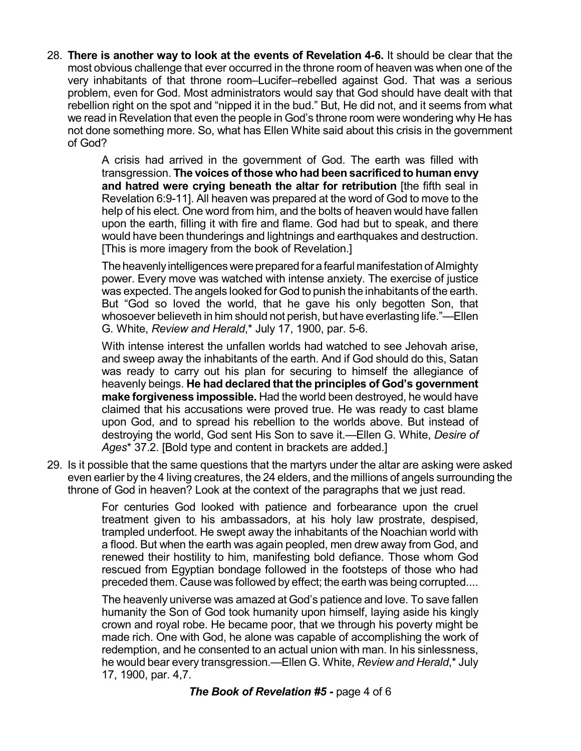28. **There is another way to look at the events of Revelation 4-6.** It should be clear that the most obvious challenge that ever occurred in the throne room of heaven was when one of the very inhabitants of that throne room–Lucifer–rebelled against God. That was a serious problem, even for God. Most administrators would say that God should have dealt with that rebellion right on the spot and "nipped it in the bud." But, He did not, and it seems from what we read in Revelation that even the people in God's throne room were wondering why He has not done something more. So, what has Ellen White said about this crisis in the government of God?

    > A crisis had arrived in the government of God. The earth was filled with transgression. **The voices of those who had been sacrificed to human envy and hatred were crying beneath the altar for retribution** [the fifth seal in Revelation 6:9-11]. All heaven was prepared at the word of God to move to the help of his elect. One word from him, and the bolts of heaven would have fallen upon the earth, filling it with fire and flame. God had but to speak, and there would have been thunderings and lightnings and earthquakes and destruction. [This is more imagery from the book of Revelation.]
    >
    > The heavenly intelligences were prepared for a fearful manifestation of Almighty power. Every move was watched with intense anxiety. The exercise of justice was expected. The angels looked for God to punish the inhabitants of the earth. But "God so loved the world, that he gave his only begotten Son, that whosoever believeth in him should not perish, but have everlasting life."—Ellen G. White, *Review and Herald*,* July 17, 1900, par. 5-6.
    >
    > With intense interest the unfallen worlds had watched to see Jehovah arise, and sweep away the inhabitants of the earth. And if God should do this, Satan was ready to carry out his plan for securing to himself the allegiance of heavenly beings. **He had declared that the principles of God's government make forgiveness impossible.** Had the world been destroyed, he would have claimed that his accusations were proved true. He was ready to cast blame upon God, and to spread his rebellion to the worlds above. But instead of destroying the world, God sent His Son to save it.—Ellen G. White, *Desire of Ages** 37.2. [Bold type and content in brackets are added.]

29. Is it possible that the same questions that the martyrs under the altar are asking were asked even earlier by the 4 living creatures, the 24 elders, and the millions of angels surrounding the throne of God in heaven? Look at the context of the paragraphs that we just read.

    > For centuries God looked with patience and forbearance upon the cruel treatment given to his ambassadors, at his holy law prostrate, despised, trampled underfoot. He swept away the inhabitants of the Noachian world with a flood. But when the earth was again peopled, men drew away from God, and renewed their hostility to him, manifesting bold defiance. Those whom God rescued from Egyptian bondage followed in the footsteps of those who had preceded them. Cause was followed by effect; the earth was being corrupted....
    >
    > The heavenly universe was amazed at God's patience and love. To save fallen humanity the Son of God took humanity upon himself, laying aside his kingly crown and royal robe. He became poor, that we through his poverty might be made rich. One with God, he alone was capable of accomplishing the work of redemption, and he consented to an actual union with man. In his sinlessness, he would bear every transgression.—Ellen G. White, *Review and Herald*,* July 17, 1900, par. 4,7.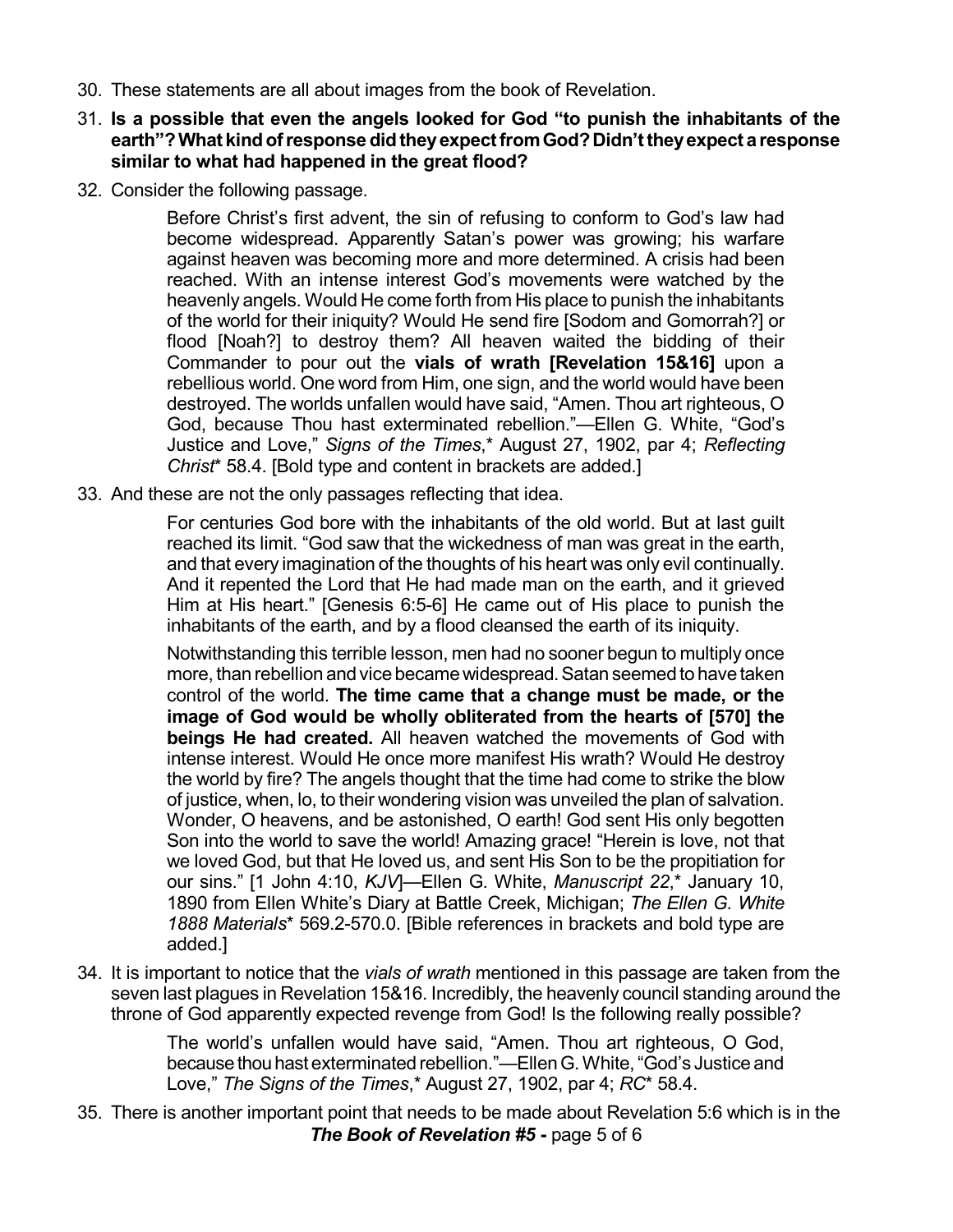30. These statements are all about images from the book of Revelation.

31. **Is a possible that even the angels looked for God "to punish the inhabitants of the earth"? What kind of response did they expect from God? Didn't they expect a response similar to what had happened in the great flood?**

32. Consider the following passage.

> Before Christ's first advent, the sin of refusing to conform to God's law had become widespread. Apparently Satan's power was growing; his warfare against heaven was becoming more and more determined. A crisis had been reached. With an intense interest God's movements were watched by the heavenly angels. Would He come forth from His place to punish the inhabitants of the world for their iniquity? Would He send fire [Sodom and Gomorrah?] or flood [Noah?] to destroy them? All heaven waited the bidding of their Commander to pour out the **vials of wrath [Revelation 15&16]** upon a rebellious world. One word from Him, one sign, and the world would have been destroyed. The worlds unfallen would have said, "Amen. Thou art righteous, O God, because Thou hast exterminated rebellion."—Ellen G. White, "God's Justice and Love," *Signs of the Times*,* August 27, 1902, par 4; *Reflecting Christ** 58.4. [Bold type and content in brackets are added.]

33. And these are not the only passages reflecting that idea.

> For centuries God bore with the inhabitants of the old world. But at last guilt reached its limit. "God saw that the wickedness of man was great in the earth, and that every imagination of the thoughts of his heart was only evil continually. And it repented the Lord that He had made man on the earth, and it grieved Him at His heart." [Genesis 6:5-6] He came out of His place to punish the inhabitants of the earth, and by a flood cleansed the earth of its iniquity.
>
> Notwithstanding this terrible lesson, men had no sooner begun to multiply once more, than rebellion and vice became widespread. Satan seemed to have taken control of the world. **The time came that a change must be made, or the image of God would be wholly obliterated from the hearts of [570] the beings He had created.** All heaven watched the movements of God with intense interest. Would He once more manifest His wrath? Would He destroy the world by fire? The angels thought that the time had come to strike the blow of justice, when, lo, to their wondering vision was unveiled the plan of salvation. Wonder, O heavens, and be astonished, O earth! God sent His only begotten Son into the world to save the world! Amazing grace! "Herein is love, not that we loved God, but that He loved us, and sent His Son to be the propitiation for our sins." [1 John 4:10, *KJV*]—Ellen G. White, *Manuscript 22*,* January 10, 1890 from Ellen White's Diary at Battle Creek, Michigan; *The Ellen G. White 1888 Materials** 569.2-570.0. [Bible references in brackets and bold type are added.]

34. It is important to notice that the *vials of wrath* mentioned in this passage are taken from the seven last plagues in Revelation 15&16. Incredibly, the heavenly council standing around the throne of God apparently expected revenge from God! Is the following really possible?

> The world's unfallen would have said, "Amen. Thou art righteous, O God, because thou hast exterminated rebellion."—Ellen G. White, "God's Justice and Love," *The Signs of the Times*,* August 27, 1902, par 4; *RC** 58.4.

35. There is another important point that needs to be made about Revelation 5:6 which is in the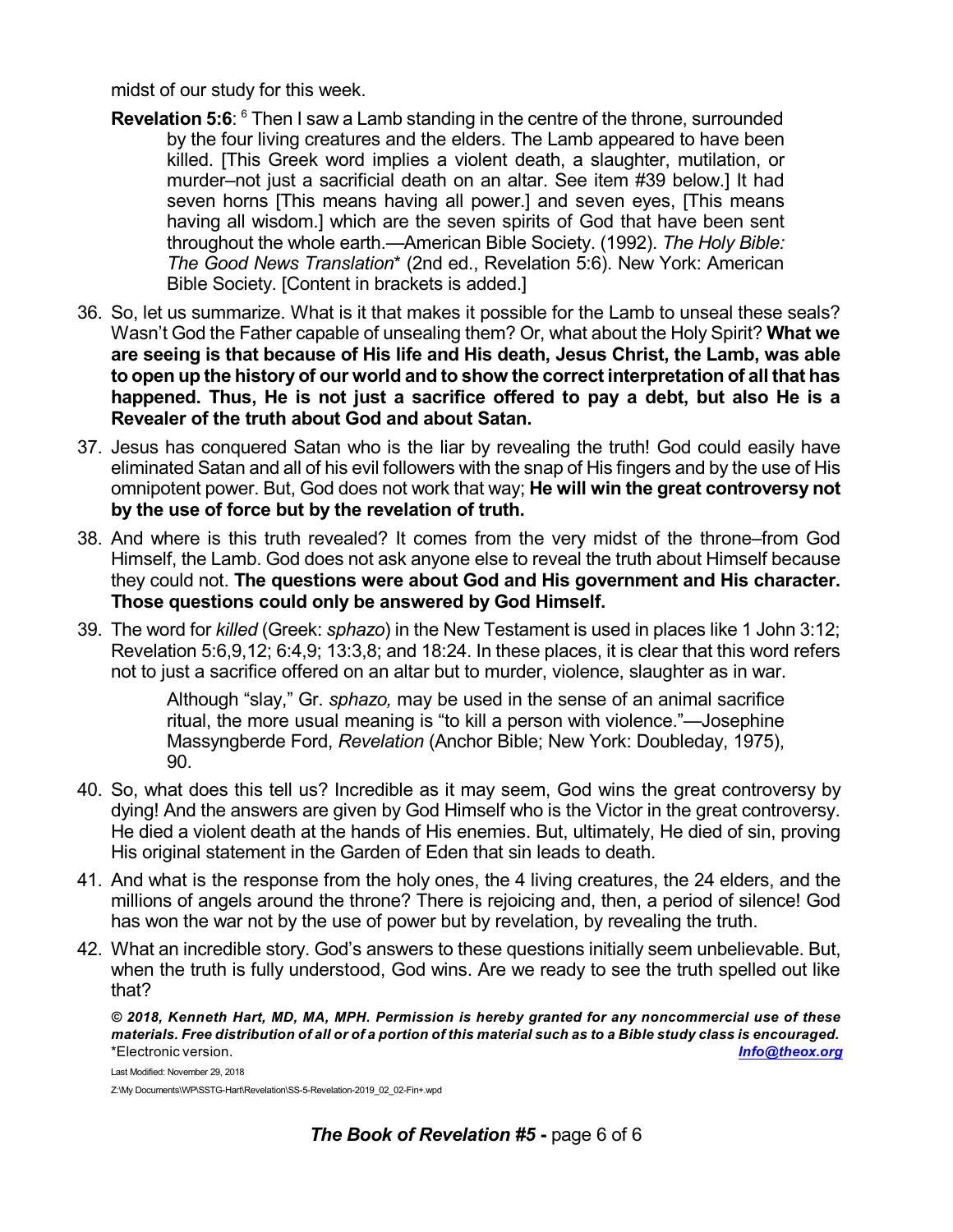midst of our study for this week.

> **Revelation 5:6**: [6] Then I saw a Lamb standing in the centre of the throne, surrounded by the four living creatures and the elders. The Lamb appeared to have been killed. [This Greek word implies a violent death, a slaughter, mutilation, or murder–not just a sacrificial death on an altar. See item #39 below.] It had seven horns [This means having all power.] and seven eyes, [This means having all wisdom.] which are the seven spirits of God that have been sent throughout the whole earth.—American Bible Society. (1992). *The Holy Bible: The Good News Translation** (2nd ed., Revelation 5:6). New York: American Bible Society. [Content in brackets is added.]

36. So, let us summarize. What is it that makes it possible for the Lamb to unseal these seals? Wasn't God the Father capable of unsealing them? Or, what about the Holy Spirit? **What we are seeing is that because of His life and His death, Jesus Christ, the Lamb, was able to open up the history of our world and to show the correct interpretation of all that has happened. Thus, He is not just a sacrifice offered to pay a debt, but also He is a Revealer of the truth about God and about Satan.**

37. Jesus has conquered Satan who is the liar by revealing the truth! God could easily have eliminated Satan and all of his evil followers with the snap of His fingers and by the use of His omnipotent power. But, God does not work that way; **He will win the great controversy not by the use of force but by the revelation of truth.**

38. And where is this truth revealed? It comes from the very midst of the throne–from God Himself, the Lamb. God does not ask anyone else to reveal the truth about Himself because they could not. **The questions were about God and His government and His character. Those questions could only be answered by God Himself.**

39. The word for *killed* (Greek: *sphazo*) in the New Testament is used in places like 1 John 3:12; Revelation 5:6,9,12; 6:4,9; 13:3,8; and 18:24. In these places, it is clear that this word refers not to just a sacrifice offered on an altar but to murder, violence, slaughter as in war.

> Although "slay," Gr. *sphazo,* may be used in the sense of an animal sacrifice ritual, the more usual meaning is "to kill a person with violence."—Josephine Massyngberde Ford, *Revelation* (Anchor Bible; New York: Doubleday, 1975), 90.

40. So, what does this tell us? Incredible as it may seem, God wins the great controversy by dying! And the answers are given by God Himself who is the Victor in the great controversy. He died a violent death at the hands of His enemies. But, ultimately, He died of sin, proving His original statement in the Garden of Eden that sin leads to death.

41. And what is the response from the holy ones, the 4 living creatures, the 24 elders, and the millions of angels around the throne? There is rejoicing and, then, a period of silence! God has won the war not by the use of power but by revelation, by revealing the truth.

42. What an incredible story. God's answers to these questions initially seem unbelievable. But, when the truth is fully understood, God wins. Are we ready to see the truth spelled out like that?

***© 2018, Kenneth Hart, MD, MA, MPH. Permission is hereby granted for any noncommercial use of these materials. Free distribution of all or of a portion of this material such as to a Bible study class is encouraged.***
*Electronic version. ***Info@theox.org***

Last Modified: November 29, 2018

Z:\My Documents\WP\SSTG-Hart\Revelation\SS-5-Revelation-2019_02_02-Fin+.wpd